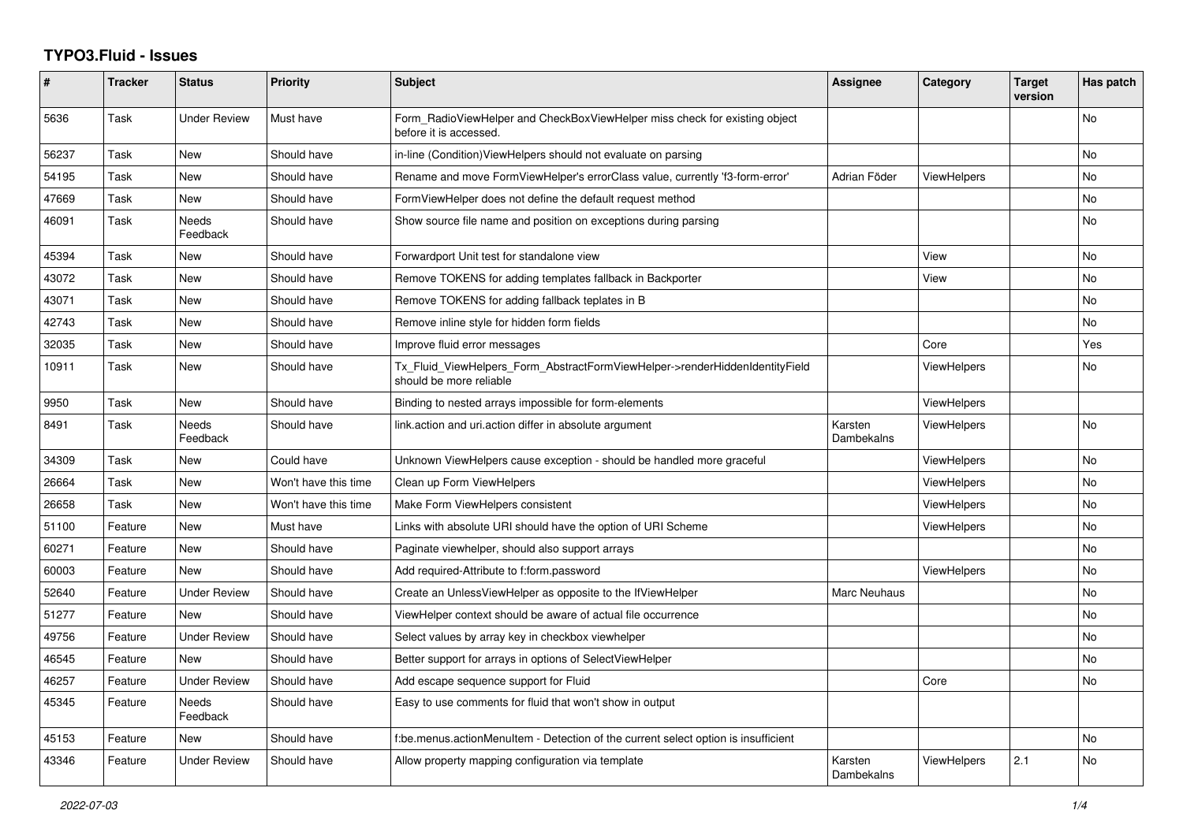# TYPO3.Fluid - Issues

| # | Tracker | Status | Priority | Subject | Assignee | Category | Target version | Has patch |
|---|---|---|---|---|---|---|---|---|
| 5636 | Task | Under Review | Must have | Form_RadioViewHelper and CheckBoxViewHelper miss check for existing object before it is accessed. | | | | No |
| 56237 | Task | New | Should have | in-line (Condition)ViewHelpers should not evaluate on parsing | | | | No |
| 54195 | Task | New | Should have | Rename and move FormViewHelper's errorClass value, currently 'f3-form-error' | Adrian Föder | ViewHelpers | | No |
| 47669 | Task | New | Should have | FormViewHelper does not define the default request method | | | | No |
| 46091 | Task | Needs Feedback | Should have | Show source file name and position on exceptions during parsing | | | | No |
| 45394 | Task | New | Should have | Forwardport Unit test for standalone view | | View | | No |
| 43072 | Task | New | Should have | Remove TOKENS for adding templates fallback in Backporter | | View | | No |
| 43071 | Task | New | Should have | Remove TOKENS for adding fallback teplates in B | | | | No |
| 42743 | Task | New | Should have | Remove inline style for hidden form fields | | | | No |
| 32035 | Task | New | Should have | Improve fluid error messages | | Core | | Yes |
| 10911 | Task | New | Should have | Tx_Fluid_ViewHelpers_Form_AbstractFormViewHelper->renderHiddenIdentityField should be more reliable | | ViewHelpers | | No |
| 9950 | Task | New | Should have | Binding to nested arrays impossible for form-elements | | ViewHelpers | | |
| 8491 | Task | Needs Feedback | Should have | link.action and uri.action differ in absolute argument | Karsten Dambekalns | ViewHelpers | | No |
| 34309 | Task | New | Could have | Unknown ViewHelpers cause exception - should be handled more graceful | | ViewHelpers | | No |
| 26664 | Task | New | Won't have this time | Clean up Form ViewHelpers | | ViewHelpers | | No |
| 26658 | Task | New | Won't have this time | Make Form ViewHelpers consistent | | ViewHelpers | | No |
| 51100 | Feature | New | Must have | Links with absolute URI should have the option of URI Scheme | | ViewHelpers | | No |
| 60271 | Feature | New | Should have | Paginate viewhelper, should also support arrays | | | | No |
| 60003 | Feature | New | Should have | Add required-Attribute to f:form.password | | ViewHelpers | | No |
| 52640 | Feature | Under Review | Should have | Create an UnlessViewHelper as opposite to the IfViewHelper | Marc Neuhaus | | | No |
| 51277 | Feature | New | Should have | ViewHelper context should be aware of actual file occurrence | | | | No |
| 49756 | Feature | Under Review | Should have | Select values by array key in checkbox viewhelper | | | | No |
| 46545 | Feature | New | Should have | Better support for arrays in options of SelectViewHelper | | | | No |
| 46257 | Feature | Under Review | Should have | Add escape sequence support for Fluid | | Core | | No |
| 45345 | Feature | Needs Feedback | Should have | Easy to use comments for fluid that won't show in output | | | | |
| 45153 | Feature | New | Should have | f:be.menus.actionMenuItem - Detection of the current select option is insufficient | | | | No |
| 43346 | Feature | Under Review | Should have | Allow property mapping configuration via template | Karsten Dambekalns | ViewHelpers | 2.1 | No |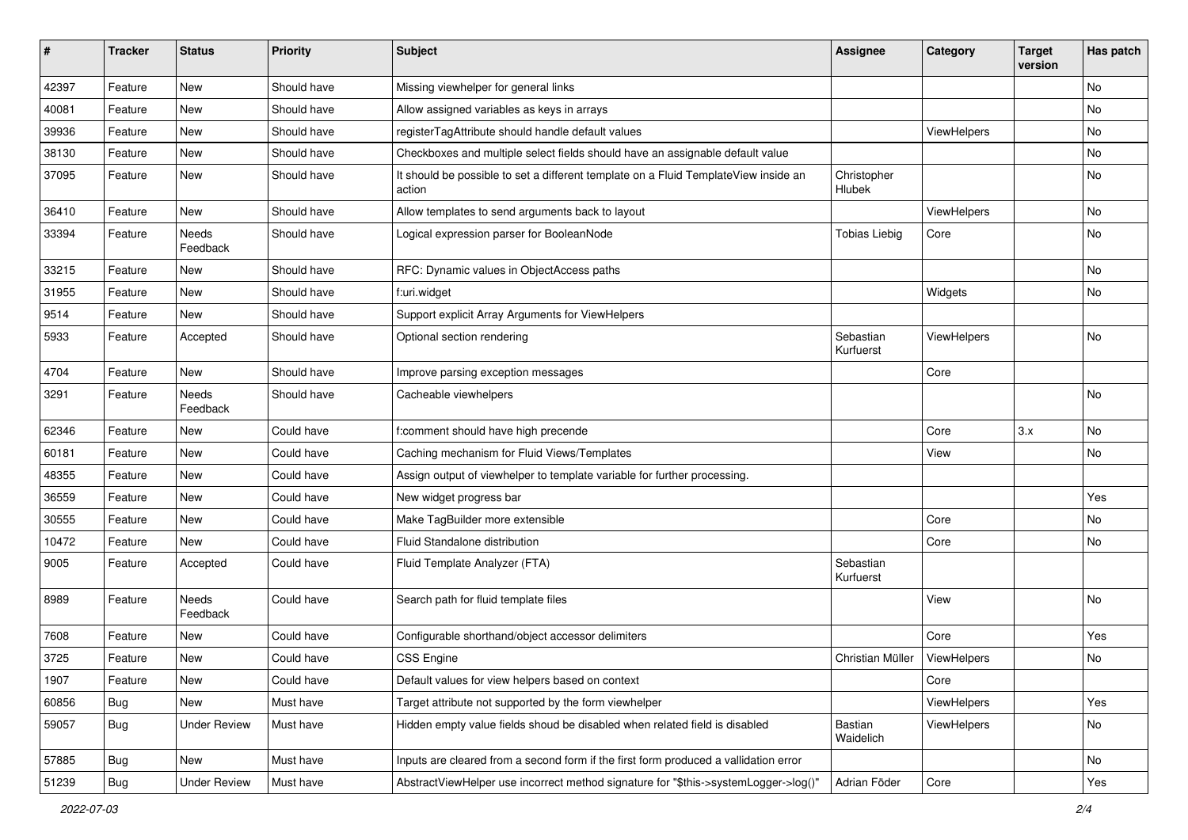| # | Tracker | Status | Priority | Subject | Assignee | Category | Target version | Has patch |
|---|---|---|---|---|---|---|---|---|
| 42397 | Feature | New | Should have | Missing viewhelper for general links | | | | No |
| 40081 | Feature | New | Should have | Allow assigned variables as keys in arrays | | | | No |
| 39936 | Feature | New | Should have | registerTagAttribute should handle default values | | ViewHelpers | | No |
| 38130 | Feature | New | Should have | Checkboxes and multiple select fields should have an assignable default value | | | | No |
| 37095 | Feature | New | Should have | It should be possible to set a different template on a Fluid TemplateView inside an action | Christopher Hlubek | | | No |
| 36410 | Feature | New | Should have | Allow templates to send arguments back to layout | | ViewHelpers | | No |
| 33394 | Feature | Needs Feedback | Should have | Logical expression parser for BooleanNode | Tobias Liebig | Core | | No |
| 33215 | Feature | New | Should have | RFC: Dynamic values in ObjectAccess paths | | | | No |
| 31955 | Feature | New | Should have | f:uri.widget | | Widgets | | No |
| 9514 | Feature | New | Should have | Support explicit Array Arguments for ViewHelpers | | | | |
| 5933 | Feature | Accepted | Should have | Optional section rendering | Sebastian Kurfuerst | ViewHelpers | | No |
| 4704 | Feature | New | Should have | Improve parsing exception messages | | Core | | |
| 3291 | Feature | Needs Feedback | Should have | Cacheable viewhelpers | | | | No |
| 62346 | Feature | New | Could have | f:comment should have high precende | | Core | 3.x | No |
| 60181 | Feature | New | Could have | Caching mechanism for Fluid Views/Templates | | View | | No |
| 48355 | Feature | New | Could have | Assign output of viewhelper to template variable for further processing. | | | | |
| 36559 | Feature | New | Could have | New widget progress bar | | | | Yes |
| 30555 | Feature | New | Could have | Make TagBuilder more extensible | | Core | | No |
| 10472 | Feature | New | Could have | Fluid Standalone distribution | | Core | | No |
| 9005 | Feature | Accepted | Could have | Fluid Template Analyzer (FTA) | Sebastian Kurfuerst | | | |
| 8989 | Feature | Needs Feedback | Could have | Search path for fluid template files | | View | | No |
| 7608 | Feature | New | Could have | Configurable shorthand/object accessor delimiters | | Core | | Yes |
| 3725 | Feature | New | Could have | CSS Engine | Christian Müller | ViewHelpers | | No |
| 1907 | Feature | New | Could have | Default values for view helpers based on context | | Core | | |
| 60856 | Bug | New | Must have | Target attribute not supported by the form viewhelper | | ViewHelpers | | Yes |
| 59057 | Bug | Under Review | Must have | Hidden empty value fields shoud be disabled when related field is disabled | Bastian Waidelich | ViewHelpers | | No |
| 57885 | Bug | New | Must have | Inputs are cleared from a second form if the first form produced a vallidation error | | | | No |
| 51239 | Bug | Under Review | Must have | AbstractViewHelper use incorrect method signature for "$this->systemLogger->log()" | Adrian Föder | Core | | Yes |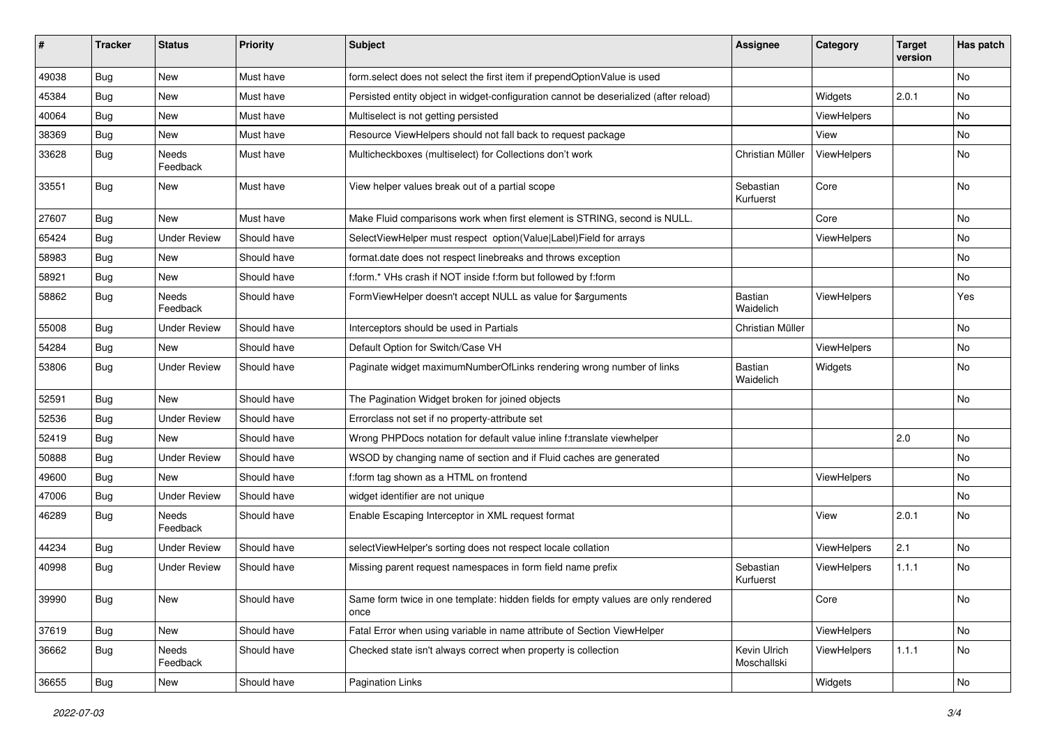| # | Tracker | Status | Priority | Subject | Assignee | Category | Target version | Has patch |
|---|---|---|---|---|---|---|---|---|
| 49038 | Bug | New | Must have | form.select does not select the first item if prependOptionValue is used | | | | No |
| 45384 | Bug | New | Must have | Persisted entity object in widget-configuration cannot be deserialized (after reload) | | Widgets | 2.0.1 | No |
| 40064 | Bug | New | Must have | Multiselect is not getting persisted | | ViewHelpers | | No |
| 38369 | Bug | New | Must have | Resource ViewHelpers should not fall back to request package | | View | | No |
| 33628 | Bug | Needs Feedback | Must have | Multicheckboxes (multiselect) for Collections don't work | Christian Müller | ViewHelpers | | No |
| 33551 | Bug | New | Must have | View helper values break out of a partial scope | Sebastian Kurfuerst | Core | | No |
| 27607 | Bug | New | Must have | Make Fluid comparisons work when first element is STRING, second is NULL. | | Core | | No |
| 65424 | Bug | Under Review | Should have | SelectViewHelper must respect option(Value\|Label)Field for arrays | | ViewHelpers | | No |
| 58983 | Bug | New | Should have | format.date does not respect linebreaks and throws exception | | | | No |
| 58921 | Bug | New | Should have | f:form.* VHs crash if NOT inside f:form but followed by f:form | | | | No |
| 58862 | Bug | Needs Feedback | Should have | FormViewHelper doesn't accept NULL as value for $arguments | Bastian Waidelich | ViewHelpers | | Yes |
| 55008 | Bug | Under Review | Should have | Interceptors should be used in Partials | Christian Müller | | | No |
| 54284 | Bug | New | Should have | Default Option for Switch/Case VH | | ViewHelpers | | No |
| 53806 | Bug | Under Review | Should have | Paginate widget maximumNumberOfLinks rendering wrong number of links | Bastian Waidelich | Widgets | | No |
| 52591 | Bug | New | Should have | The Pagination Widget broken for joined objects | | | | No |
| 52536 | Bug | Under Review | Should have | Errorclass not set if no property-attribute set | | | | |
| 52419 | Bug | New | Should have | Wrong PHPDocs notation for default value inline f:translate viewhelper | | | 2.0 | No |
| 50888 | Bug | Under Review | Should have | WSOD by changing name of section and if Fluid caches are generated | | | | No |
| 49600 | Bug | New | Should have | f:form tag shown as a HTML on frontend | | ViewHelpers | | No |
| 47006 | Bug | Under Review | Should have | widget identifier are not unique | | | | No |
| 46289 | Bug | Needs Feedback | Should have | Enable Escaping Interceptor in XML request format | | View | 2.0.1 | No |
| 44234 | Bug | Under Review | Should have | selectViewHelper's sorting does not respect locale collation | | ViewHelpers | 2.1 | No |
| 40998 | Bug | Under Review | Should have | Missing parent request namespaces in form field name prefix | Sebastian Kurfuerst | ViewHelpers | 1.1.1 | No |
| 39990 | Bug | New | Should have | Same form twice in one template: hidden fields for empty values are only rendered once | | Core | | No |
| 37619 | Bug | New | Should have | Fatal Error when using variable in name attribute of Section ViewHelper | | ViewHelpers | | No |
| 36662 | Bug | Needs Feedback | Should have | Checked state isn't always correct when property is collection | Kevin Ulrich Moschallski | ViewHelpers | 1.1.1 | No |
| 36655 | Bug | New | Should have | Pagination Links | | Widgets | | No |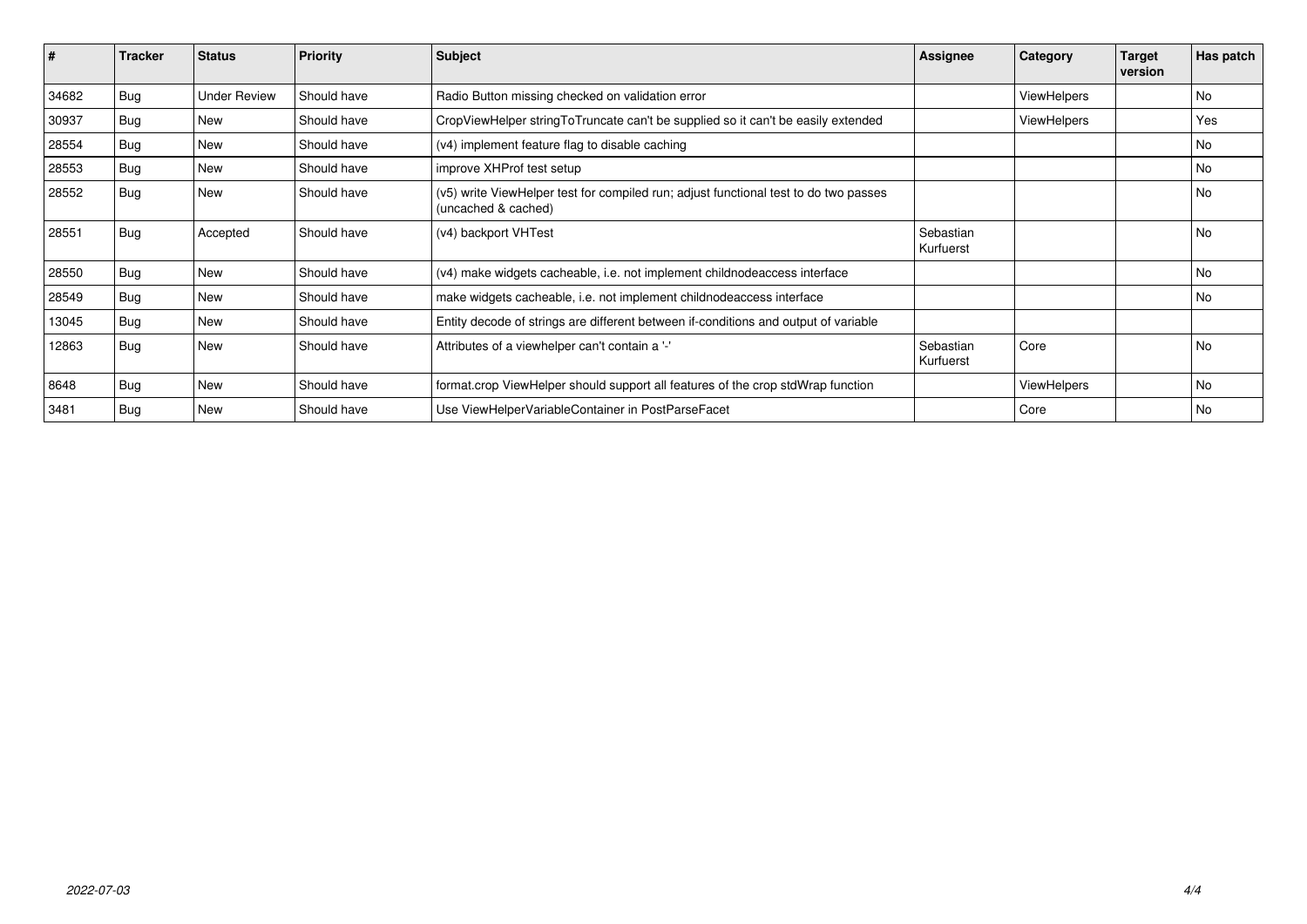| # | Tracker | Status | Priority | Subject | Assignee | Category | Target version | Has patch |
|---|---|---|---|---|---|---|---|---|
| 34682 | Bug | Under Review | Should have | Radio Button missing checked on validation error | | ViewHelpers | | No |
| 30937 | Bug | New | Should have | CropViewHelper stringToTruncate can't be supplied so it can't be easily extended | | ViewHelpers | | Yes |
| 28554 | Bug | New | Should have | (v4) implement feature flag to disable caching | | | | No |
| 28553 | Bug | New | Should have | improve XHProf test setup | | | | No |
| 28552 | Bug | New | Should have | (v5) write ViewHelper test for compiled run; adjust functional test to do two passes (uncached & cached) | | | | No |
| 28551 | Bug | Accepted | Should have | (v4) backport VHTest | Sebastian Kurfuerst | | | No |
| 28550 | Bug | New | Should have | (v4) make widgets cacheable, i.e. not implement childnodeaccess interface | | | | No |
| 28549 | Bug | New | Should have | make widgets cacheable, i.e. not implement childnodeaccess interface | | | | No |
| 13045 | Bug | New | Should have | Entity decode of strings are different between if-conditions and output of variable | | | | |
| 12863 | Bug | New | Should have | Attributes of a viewhelper can't contain a '-' | Sebastian Kurfuerst | Core | | No |
| 8648 | Bug | New | Should have | format.crop ViewHelper should support all features of the crop stdWrap function | | ViewHelpers | | No |
| 3481 | Bug | New | Should have | Use ViewHelperVariableContainer in PostParseFacet | | Core | | No |

*2022-07-03*